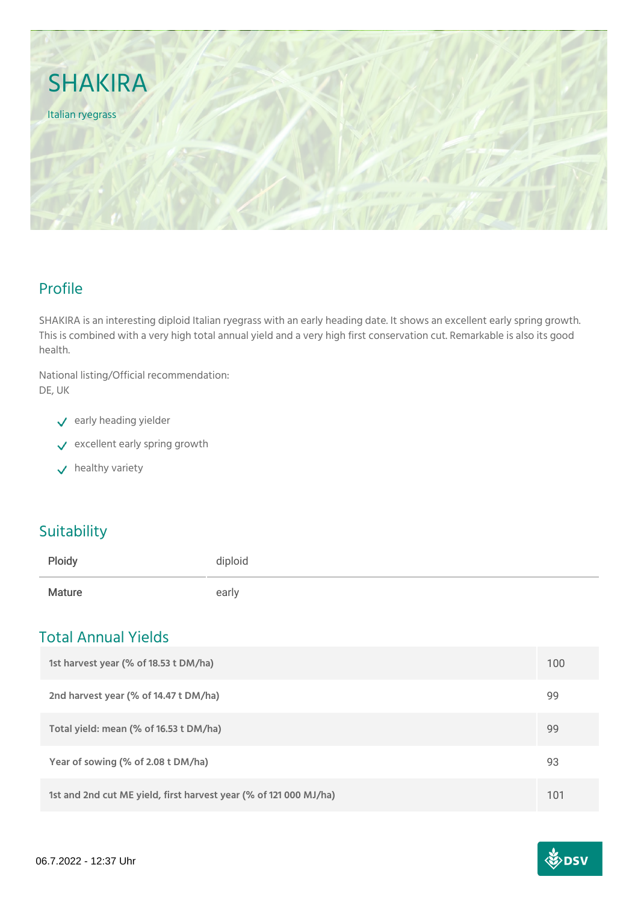# SHAKIRA

Italian ryegrass

## Profile

SHAKIRA is an interesting diploid Italian ryegrass with an early heading date. It shows an excellent early spring growth. This is combined with a very high total annual yield and a very high first conservation cut. Remarkable is also its good health.

National listing/Official recommendation:
DE, UK

- early heading yielder
- excellent early spring growth
- healthy variety

## Suitability

| Ploidy | diploid |
|---|---|
| Mature | early |

## Total Annual Yields

| | |
|---|---|
| 1st harvest year (% of 18.53 t DM/ha) | 100 |
| 2nd harvest year (% of 14.47 t DM/ha) | 99 |
| Total yield: mean (% of 16.53 t DM/ha) | 99 |
| Year of sowing (% of 2.08 t DM/ha) | 93 |
| 1st and 2nd cut ME yield, first harvest year (% of 121 000 MJ/ha) | 101 |

06.7.2022 - 12:37 Uhr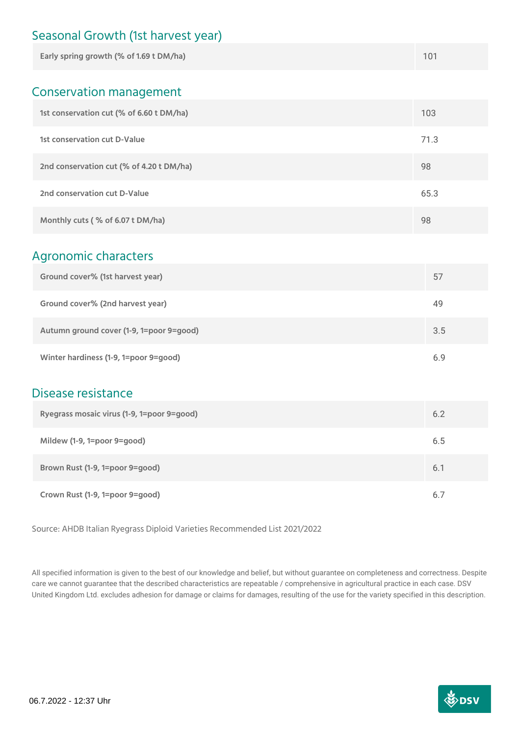## Seasonal Growth (1st harvest year)

| | |
|---|---|
| Early spring growth (% of 1.69 t DM/ha) | 101 |

## Conservation management

| | |
|---|---|
| 1st conservation cut (% of 6.60 t DM/ha) | 103 |
| 1st conservation cut D-Value | 71.3 |
| 2nd conservation cut (% of 4.20 t DM/ha) | 98 |
| 2nd conservation cut D-Value | 65.3 |
| Monthly cuts ( % of 6.07 t DM/ha) | 98 |

## Agronomic characters

| | |
|---|---|
| Ground cover% (1st harvest year) | 57 |
| Ground cover% (2nd harvest year) | 49 |
| Autumn ground cover (1-9, 1=poor 9=good) | 3.5 |
| Winter hardiness (1-9, 1=poor 9=good) | 6.9 |

## Disease resistance

| | |
|---|---|
| Ryegrass mosaic virus (1-9, 1=poor 9=good) | 6.2 |
| Mildew (1-9, 1=poor 9=good) | 6.5 |
| Brown Rust (1-9, 1=poor 9=good) | 6.1 |
| Crown Rust (1-9, 1=poor 9=good) | 6.7 |

Source: AHDB Italian Ryegrass Diploid Varieties Recommended List 2021/2022

All specified information is given to the best of our knowledge and belief, but without guarantee on completeness and correctness. Despite care we cannot guarantee that the described characteristics are repeatable / comprehensive in agricultural practice in each case. DSV United Kingdom Ltd. excludes adhesion for damage or claims for damages, resulting of the use for the variety specified in this description.

06.7.2022 - 12:37 Uhr

DSV